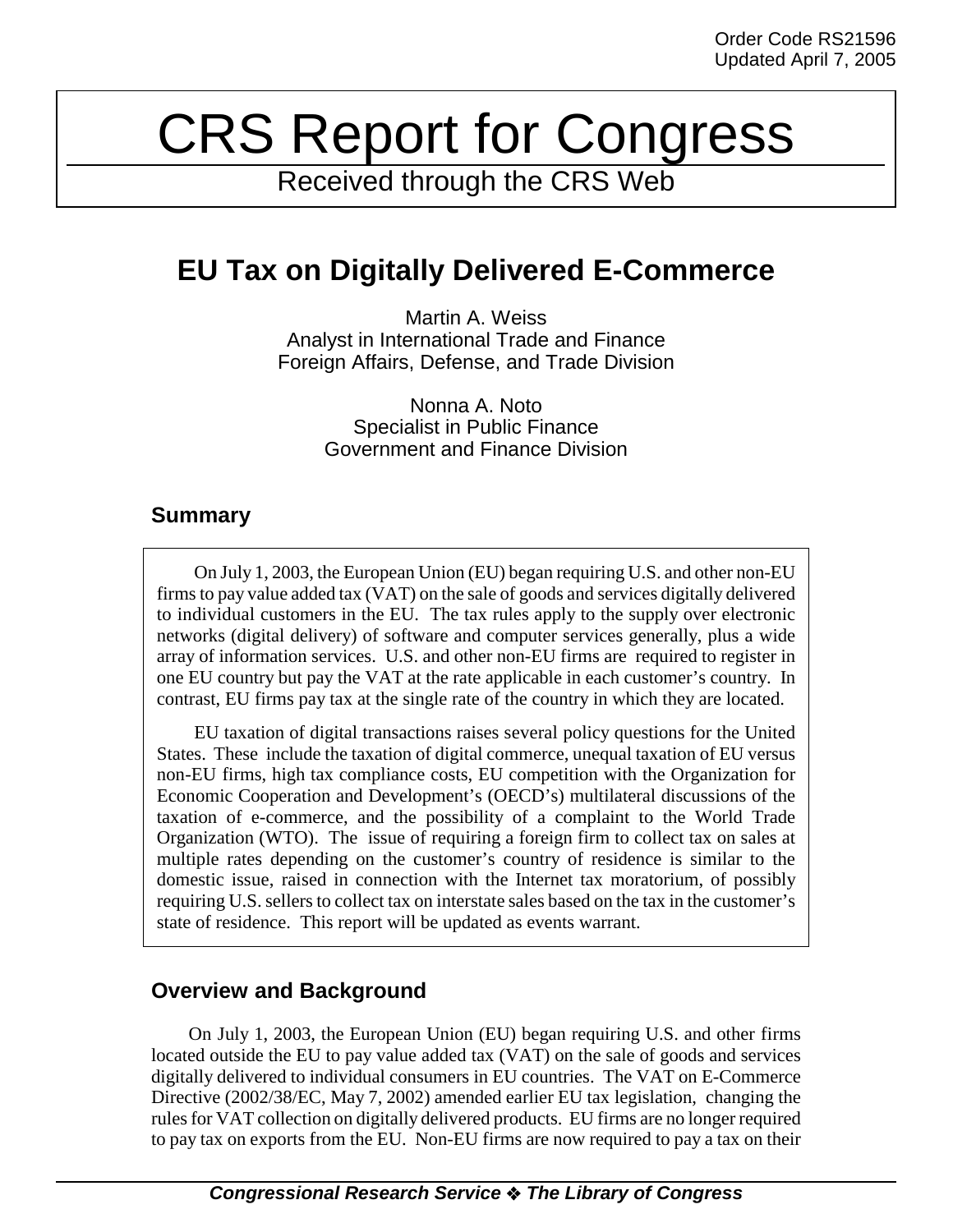Order Code RS21596
Updated April 7, 2005

# CRS Report for Congress

Received through the CRS Web

## EU Tax on Digitally Delivered E-Commerce

Martin A. Weiss
Analyst in International Trade and Finance
Foreign Affairs, Defense, and Trade Division

Nonna A. Noto
Specialist in Public Finance
Government and Finance Division

### Summary

On July 1, 2003, the European Union (EU) began requiring U.S. and other non-EU firms to pay value added tax (VAT) on the sale of goods and services digitally delivered to individual customers in the EU. The tax rules apply to the supply over electronic networks (digital delivery) of software and computer services generally, plus a wide array of information services. U.S. and other non-EU firms are required to register in one EU country but pay the VAT at the rate applicable in each customer's country. In contrast, EU firms pay tax at the single rate of the country in which they are located.

EU taxation of digital transactions raises several policy questions for the United States. These include the taxation of digital commerce, unequal taxation of EU versus non-EU firms, high tax compliance costs, EU competition with the Organization for Economic Cooperation and Development's (OECD's) multilateral discussions of the taxation of e-commerce, and the possibility of a complaint to the World Trade Organization (WTO). The issue of requiring a foreign firm to collect tax on sales at multiple rates depending on the customer's country of residence is similar to the domestic issue, raised in connection with the Internet tax moratorium, of possibly requiring U.S. sellers to collect tax on interstate sales based on the tax in the customer's state of residence. This report will be updated as events warrant.

### Overview and Background

On July 1, 2003, the European Union (EU) began requiring U.S. and other firms located outside the EU to pay value added tax (VAT) on the sale of goods and services digitally delivered to individual consumers in EU countries. The VAT on E-Commerce Directive (2002/38/EC, May 7, 2002) amended earlier EU tax legislation, changing the rules for VAT collection on digitally delivered products. EU firms are no longer required to pay tax on exports from the EU. Non-EU firms are now required to pay a tax on their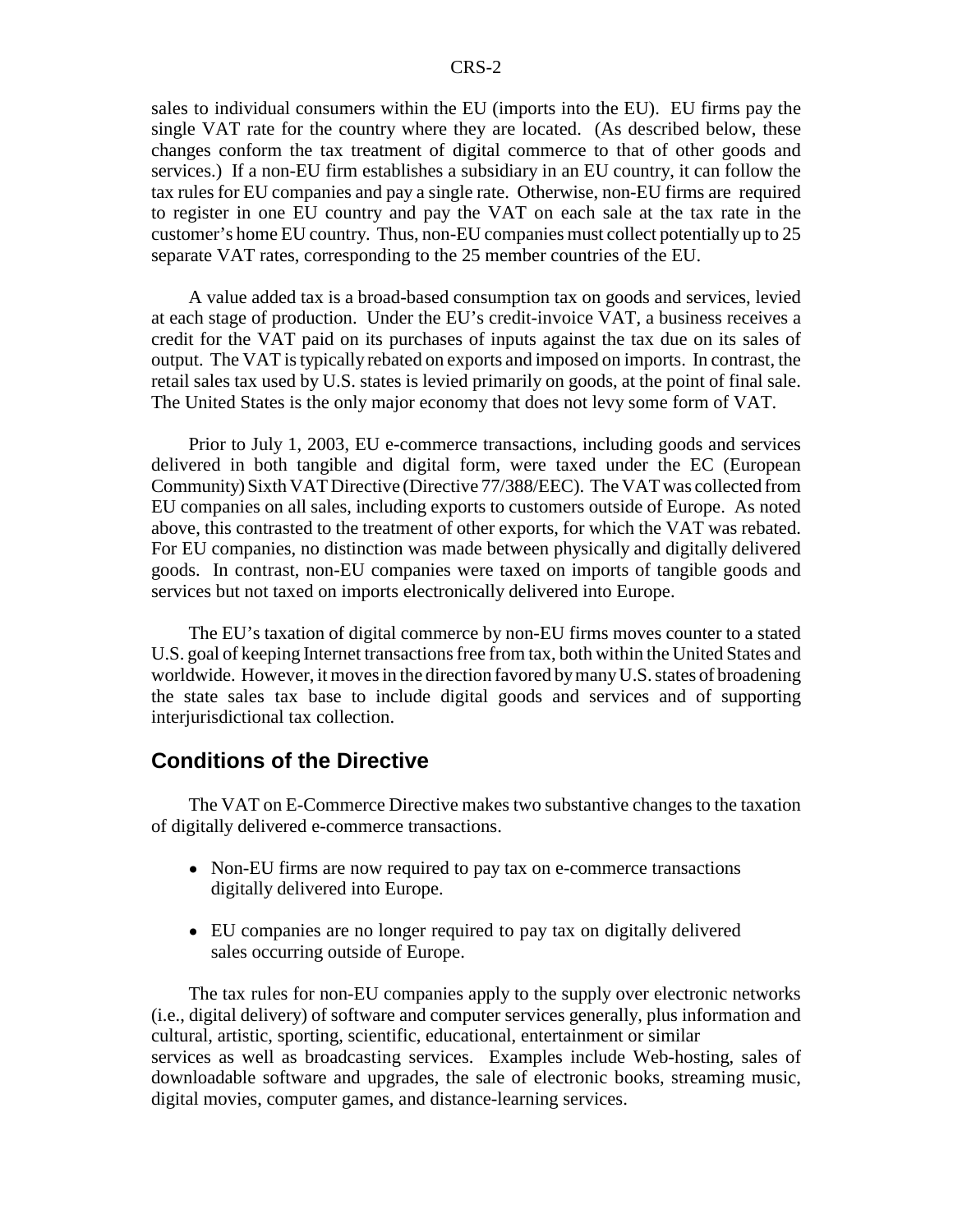sales to individual consumers within the EU (imports into the EU). EU firms pay the single VAT rate for the country where they are located. (As described below, these changes conform the tax treatment of digital commerce to that of other goods and services.) If a non-EU firm establishes a subsidiary in an EU country, it can follow the tax rules for EU companies and pay a single rate. Otherwise, non-EU firms are required to register in one EU country and pay the VAT on each sale at the tax rate in the customer's home EU country. Thus, non-EU companies must collect potentially up to 25 separate VAT rates, corresponding to the 25 member countries of the EU.

A value added tax is a broad-based consumption tax on goods and services, levied at each stage of production. Under the EU's credit-invoice VAT, a business receives a credit for the VAT paid on its purchases of inputs against the tax due on its sales of output. The VAT is typically rebated on exports and imposed on imports. In contrast, the retail sales tax used by U.S. states is levied primarily on goods, at the point of final sale. The United States is the only major economy that does not levy some form of VAT.

Prior to July 1, 2003, EU e-commerce transactions, including goods and services delivered in both tangible and digital form, were taxed under the EC (European Community) Sixth VAT Directive (Directive 77/388/EEC). The VAT was collected from EU companies on all sales, including exports to customers outside of Europe. As noted above, this contrasted to the treatment of other exports, for which the VAT was rebated. For EU companies, no distinction was made between physically and digitally delivered goods. In contrast, non-EU companies were taxed on imports of tangible goods and services but not taxed on imports electronically delivered into Europe.

The EU's taxation of digital commerce by non-EU firms moves counter to a stated U.S. goal of keeping Internet transactions free from tax, both within the United States and worldwide. However, it moves in the direction favored by many U.S. states of broadening the state sales tax base to include digital goods and services and of supporting interjurisdictional tax collection.

## Conditions of the Directive

The VAT on E-Commerce Directive makes two substantive changes to the taxation of digitally delivered e-commerce transactions.

- Non-EU firms are now required to pay tax on e-commerce transactions digitally delivered into Europe.
- EU companies are no longer required to pay tax on digitally delivered sales occurring outside of Europe.

The tax rules for non-EU companies apply to the supply over electronic networks (i.e., digital delivery) of software and computer services generally, plus information and cultural, artistic, sporting, scientific, educational, entertainment or similar services as well as broadcasting services. Examples include Web-hosting, sales of downloadable software and upgrades, the sale of electronic books, streaming music, digital movies, computer games, and distance-learning services.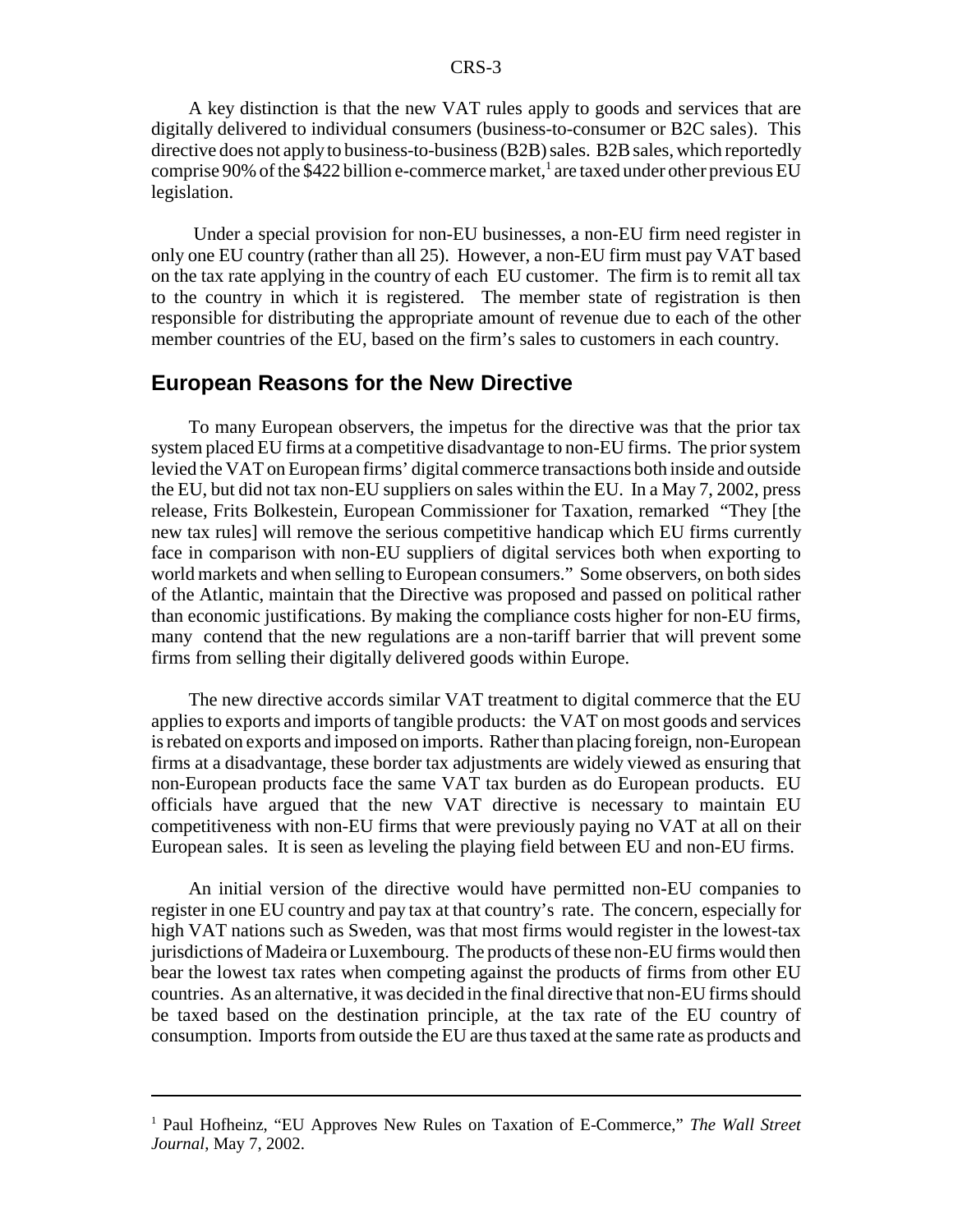A key distinction is that the new VAT rules apply to goods and services that are digitally delivered to individual consumers (business-to-consumer or B2C sales). This directive does not apply to business-to-business (B2B) sales. B2B sales, which reportedly comprise 90% of the $422 billion e-commerce market,[1] are taxed under other previous EU legislation.

Under a special provision for non-EU businesses, a non-EU firm need register in only one EU country (rather than all 25). However, a non-EU firm must pay VAT based on the tax rate applying in the country of each EU customer. The firm is to remit all tax to the country in which it is registered. The member state of registration is then responsible for distributing the appropriate amount of revenue due to each of the other member countries of the EU, based on the firm's sales to customers in each country.

## European Reasons for the New Directive

To many European observers, the impetus for the directive was that the prior tax system placed EU firms at a competitive disadvantage to non-EU firms. The prior system levied the VAT on European firms' digital commerce transactions both inside and outside the EU, but did not tax non-EU suppliers on sales within the EU. In a May 7, 2002, press release, Frits Bolkestein, European Commissioner for Taxation, remarked "They [the new tax rules] will remove the serious competitive handicap which EU firms currently face in comparison with non-EU suppliers of digital services both when exporting to world markets and when selling to European consumers." Some observers, on both sides of the Atlantic, maintain that the Directive was proposed and passed on political rather than economic justifications. By making the compliance costs higher for non-EU firms, many contend that the new regulations are a non-tariff barrier that will prevent some firms from selling their digitally delivered goods within Europe.

The new directive accords similar VAT treatment to digital commerce that the EU applies to exports and imports of tangible products: the VAT on most goods and services is rebated on exports and imposed on imports. Rather than placing foreign, non-European firms at a disadvantage, these border tax adjustments are widely viewed as ensuring that non-European products face the same VAT tax burden as do European products. EU officials have argued that the new VAT directive is necessary to maintain EU competitiveness with non-EU firms that were previously paying no VAT at all on their European sales. It is seen as leveling the playing field between EU and non-EU firms.

An initial version of the directive would have permitted non-EU companies to register in one EU country and pay tax at that country's rate. The concern, especially for high VAT nations such as Sweden, was that most firms would register in the lowest-tax jurisdictions of Madeira or Luxembourg. The products of these non-EU firms would then bear the lowest tax rates when competing against the products of firms from other EU countries. As an alternative, it was decided in the final directive that non-EU firms should be taxed based on the destination principle, at the tax rate of the EU country of consumption. Imports from outside the EU are thus taxed at the same rate as products and

---

[1] Paul Hofheinz, "EU Approves New Rules on Taxation of E-Commerce," *The Wall Street Journal*, May 7, 2002.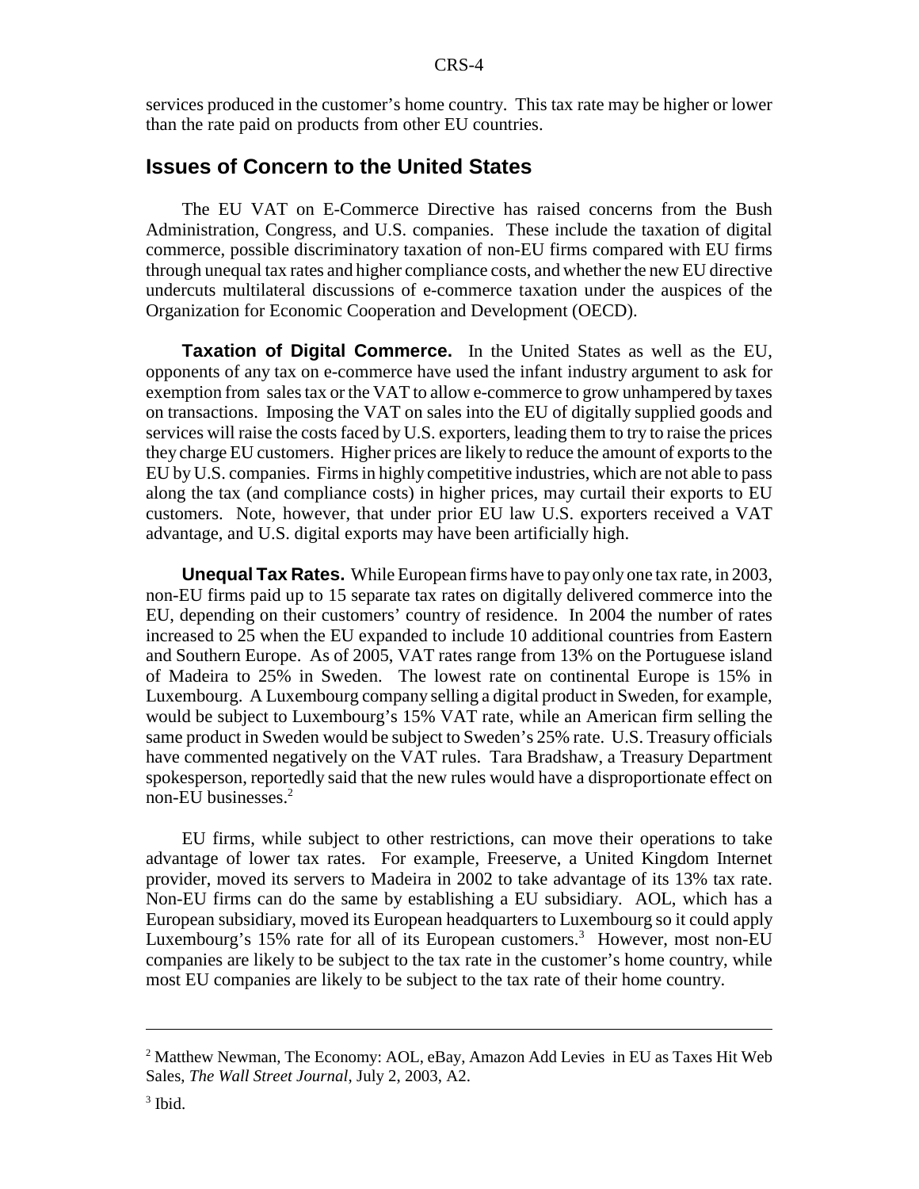services produced in the customer's home country. This tax rate may be higher or lower than the rate paid on products from other EU countries.

## Issues of Concern to the United States

The EU VAT on E-Commerce Directive has raised concerns from the Bush Administration, Congress, and U.S. companies. These include the taxation of digital commerce, possible discriminatory taxation of non-EU firms compared with EU firms through unequal tax rates and higher compliance costs, and whether the new EU directive undercuts multilateral discussions of e-commerce taxation under the auspices of the Organization for Economic Cooperation and Development (OECD).

**Taxation of Digital Commerce.** In the United States as well as the EU, opponents of any tax on e-commerce have used the infant industry argument to ask for exemption from sales tax or the VAT to allow e-commerce to grow unhampered by taxes on transactions. Imposing the VAT on sales into the EU of digitally supplied goods and services will raise the costs faced by U.S. exporters, leading them to try to raise the prices they charge EU customers. Higher prices are likely to reduce the amount of exports to the EU by U.S. companies. Firms in highly competitive industries, which are not able to pass along the tax (and compliance costs) in higher prices, may curtail their exports to EU customers. Note, however, that under prior EU law U.S. exporters received a VAT advantage, and U.S. digital exports may have been artificially high.

**Unequal Tax Rates.** While European firms have to pay only one tax rate, in 2003, non-EU firms paid up to 15 separate tax rates on digitally delivered commerce into the EU, depending on their customers' country of residence. In 2004 the number of rates increased to 25 when the EU expanded to include 10 additional countries from Eastern and Southern Europe. As of 2005, VAT rates range from 13% on the Portuguese island of Madeira to 25% in Sweden. The lowest rate on continental Europe is 15% in Luxembourg. A Luxembourg company selling a digital product in Sweden, for example, would be subject to Luxembourg's 15% VAT rate, while an American firm selling the same product in Sweden would be subject to Sweden's 25% rate. U.S. Treasury officials have commented negatively on the VAT rules. Tara Bradshaw, a Treasury Department spokesperson, reportedly said that the new rules would have a disproportionate effect on non-EU businesses.[2]

EU firms, while subject to other restrictions, can move their operations to take advantage of lower tax rates. For example, Freeserve, a United Kingdom Internet provider, moved its servers to Madeira in 2002 to take advantage of its 13% tax rate. Non-EU firms can do the same by establishing a EU subsidiary. AOL, which has a European subsidiary, moved its European headquarters to Luxembourg so it could apply Luxembourg's 15% rate for all of its European customers.[3] However, most non-EU companies are likely to be subject to the tax rate in the customer's home country, while most EU companies are likely to be subject to the tax rate of their home country.

---

[2] Matthew Newman, The Economy: AOL, eBay, Amazon Add Levies in EU as Taxes Hit Web Sales, *The Wall Street Journal*, July 2, 2003, A2.

[3] Ibid.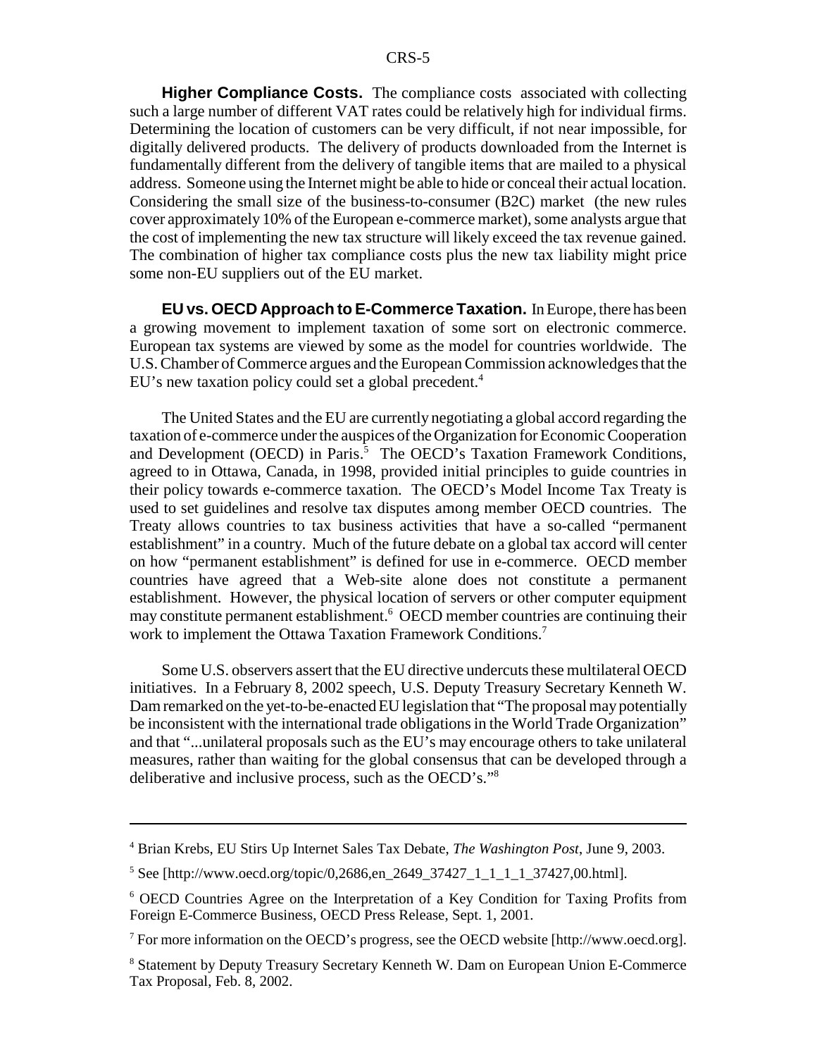**Higher Compliance Costs.** The compliance costs associated with collecting such a large number of different VAT rates could be relatively high for individual firms. Determining the location of customers can be very difficult, if not near impossible, for digitally delivered products. The delivery of products downloaded from the Internet is fundamentally different from the delivery of tangible items that are mailed to a physical address. Someone using the Internet might be able to hide or conceal their actual location. Considering the small size of the business-to-consumer (B2C) market (the new rules cover approximately 10% of the European e-commerce market), some analysts argue that the cost of implementing the new tax structure will likely exceed the tax revenue gained. The combination of higher tax compliance costs plus the new tax liability might price some non-EU suppliers out of the EU market.

**EU vs. OECD Approach to E-Commerce Taxation.** In Europe, there has been a growing movement to implement taxation of some sort on electronic commerce. European tax systems are viewed by some as the model for countries worldwide. The U.S. Chamber of Commerce argues and the European Commission acknowledges that the EU's new taxation policy could set a global precedent.[4]

The United States and the EU are currently negotiating a global accord regarding the taxation of e-commerce under the auspices of the Organization for Economic Cooperation and Development (OECD) in Paris.[5] The OECD's Taxation Framework Conditions, agreed to in Ottawa, Canada, in 1998, provided initial principles to guide countries in their policy towards e-commerce taxation. The OECD's Model Income Tax Treaty is used to set guidelines and resolve tax disputes among member OECD countries. The Treaty allows countries to tax business activities that have a so-called "permanent establishment" in a country. Much of the future debate on a global tax accord will center on how "permanent establishment" is defined for use in e-commerce. OECD member countries have agreed that a Web-site alone does not constitute a permanent establishment. However, the physical location of servers or other computer equipment may constitute permanent establishment.[6] OECD member countries are continuing their work to implement the Ottawa Taxation Framework Conditions.[7]

Some U.S. observers assert that the EU directive undercuts these multilateral OECD initiatives. In a February 8, 2002 speech, U.S. Deputy Treasury Secretary Kenneth W. Dam remarked on the yet-to-be-enacted EU legislation that "The proposal may potentially be inconsistent with the international trade obligations in the World Trade Organization" and that "...unilateral proposals such as the EU's may encourage others to take unilateral measures, rather than waiting for the global consensus that can be developed through a deliberative and inclusive process, such as the OECD's."[8]

---

[4] Brian Krebs, EU Stirs Up Internet Sales Tax Debate, *The Washington Post*, June 9, 2003.

[5] See [http://www.oecd.org/topic/0,2686,en_2649_37427_1_1_1_1_37427,00.html].

[6] OECD Countries Agree on the Interpretation of a Key Condition for Taxing Profits from Foreign E-Commerce Business, OECD Press Release, Sept. 1, 2001.

[7] For more information on the OECD's progress, see the OECD website [http://www.oecd.org].

[8] Statement by Deputy Treasury Secretary Kenneth W. Dam on European Union E-Commerce Tax Proposal, Feb. 8, 2002.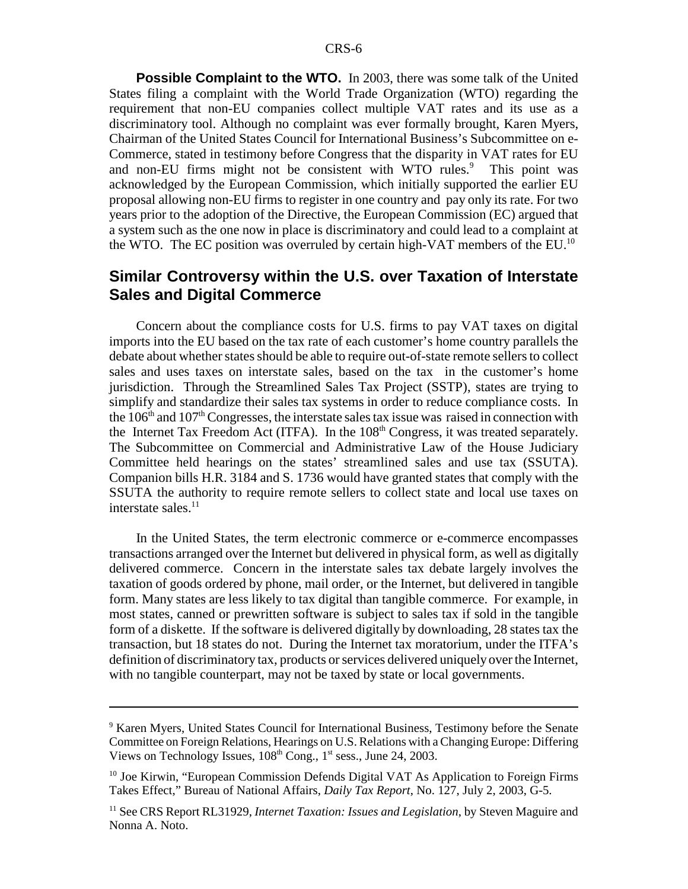**Possible Complaint to the WTO.** In 2003, there was some talk of the United States filing a complaint with the World Trade Organization (WTO) regarding the requirement that non-EU companies collect multiple VAT rates and its use as a discriminatory tool. Although no complaint was ever formally brought, Karen Myers, Chairman of the United States Council for International Business's Subcommittee on e-Commerce, stated in testimony before Congress that the disparity in VAT rates for EU and non-EU firms might not be consistent with WTO rules.[9] This point was acknowledged by the European Commission, which initially supported the earlier EU proposal allowing non-EU firms to register in one country and pay only its rate. For two years prior to the adoption of the Directive, the European Commission (EC) argued that a system such as the one now in place is discriminatory and could lead to a complaint at the WTO. The EC position was overruled by certain high-VAT members of the EU.[10]

## Similar Controversy within the U.S. over Taxation of Interstate Sales and Digital Commerce

Concern about the compliance costs for U.S. firms to pay VAT taxes on digital imports into the EU based on the tax rate of each customer's home country parallels the debate about whether states should be able to require out-of-state remote sellers to collect sales and uses taxes on interstate sales, based on the tax in the customer's home jurisdiction. Through the Streamlined Sales Tax Project (SSTP), states are trying to simplify and standardize their sales tax systems in order to reduce compliance costs. In the 106th and 107th Congresses, the interstate sales tax issue was raised in connection with the Internet Tax Freedom Act (ITFA). In the 108th Congress, it was treated separately. The Subcommittee on Commercial and Administrative Law of the House Judiciary Committee held hearings on the states' streamlined sales and use tax (SSUTA). Companion bills H.R. 3184 and S. 1736 would have granted states that comply with the SSUTA the authority to require remote sellers to collect state and local use taxes on interstate sales.[11]

In the United States, the term electronic commerce or e-commerce encompasses transactions arranged over the Internet but delivered in physical form, as well as digitally delivered commerce. Concern in the interstate sales tax debate largely involves the taxation of goods ordered by phone, mail order, or the Internet, but delivered in tangible form. Many states are less likely to tax digital than tangible commerce. For example, in most states, canned or prewritten software is subject to sales tax if sold in the tangible form of a diskette. If the software is delivered digitally by downloading, 28 states tax the transaction, but 18 states do not. During the Internet tax moratorium, under the ITFA's definition of discriminatory tax, products or services delivered uniquely over the Internet, with no tangible counterpart, may not be taxed by state or local governments.

---

[9] Karen Myers, United States Council for International Business, Testimony before the Senate Committee on Foreign Relations, Hearings on U.S. Relations with a Changing Europe: Differing Views on Technology Issues, 108th Cong., 1st sess., June 24, 2003.

[10] Joe Kirwin, "European Commission Defends Digital VAT As Application to Foreign Firms Takes Effect," Bureau of National Affairs, *Daily Tax Report*, No. 127, July 2, 2003, G-5.

[11] See CRS Report RL31929, *Internet Taxation: Issues and Legislation*, by Steven Maguire and Nonna A. Noto.